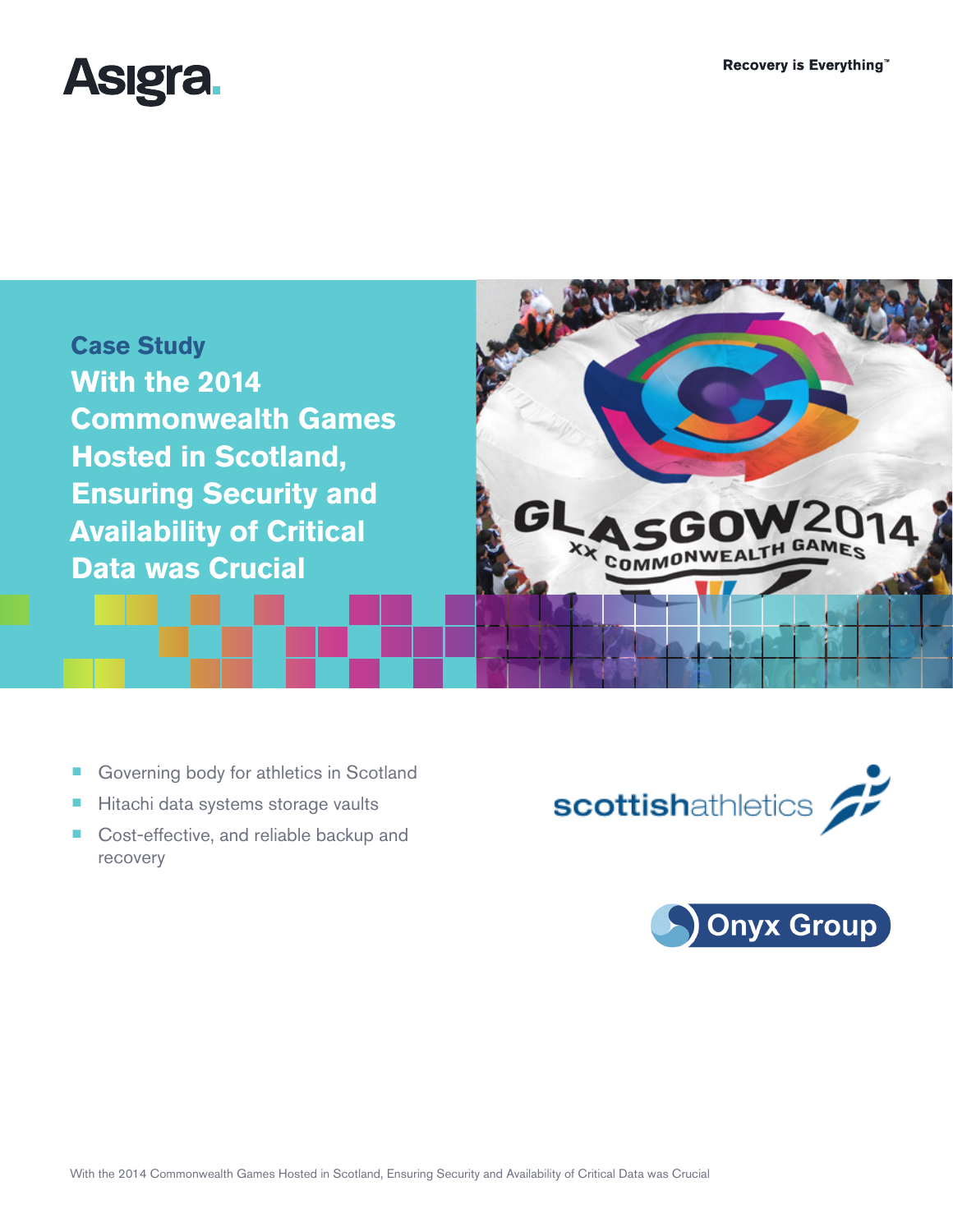Asigra

Recovery is Everything™

**Case Study**

# With the 2014 Commonwealth Games Hosted in Scotland, Ensuring Security and Availability of Critical Data was Crucial

- Governing body for athletics in Scotland
- Hitachi data systems storage vaults
- Cost-effective, and reliable backup and recovery

scottishathletics

Onyx Group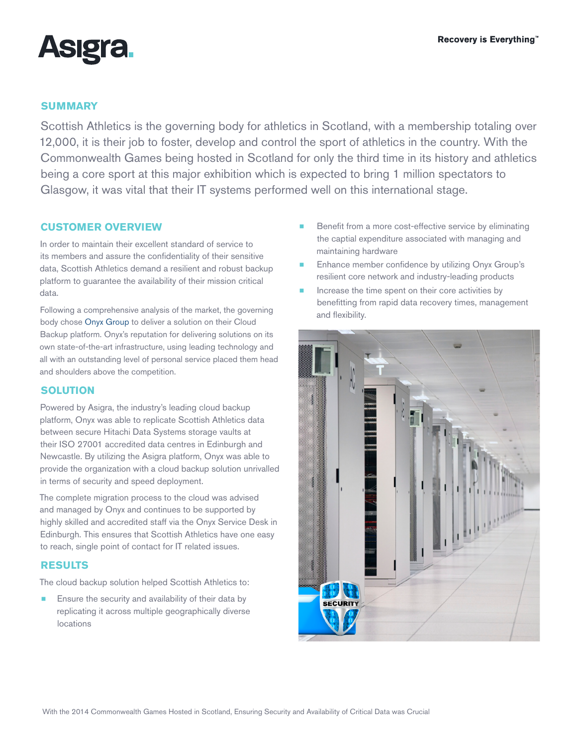## SUMMARY

Scottish Athletics is the governing body for athletics in Scotland, with a membership totaling over 12,000, it is their job to foster, develop and control the sport of athletics in the country. With the Commonwealth Games being hosted in Scotland for only the third time in its history and athletics being a core sport at this major exhibition which is expected to bring 1 million spectators to Glasgow, it was vital that their IT systems performed well on this international stage.

## CUSTOMER OVERVIEW

In order to maintain their excellent standard of service to its members and assure the confidentiality of their sensitive data, Scottish Athletics demand a resilient and robust backup platform to guarantee the availability of their mission critical data.

Following a comprehensive analysis of the market, the governing body chose Onyx Group to deliver a solution on their Cloud Backup platform. Onyx's reputation for delivering solutions on its own state-of-the-art infrastructure, using leading technology and all with an outstanding level of personal service placed them head and shoulders above the competition.

## SOLUTION

Powered by Asigra, the industry's leading cloud backup platform, Onyx was able to replicate Scottish Athletics data between secure Hitachi Data Systems storage vaults at their ISO 27001 accredited data centres in Edinburgh and Newcastle. By utilizing the Asigra platform, Onyx was able to provide the organization with a cloud backup solution unrivalled in terms of security and speed deployment.

The complete migration process to the cloud was advised and managed by Onyx and continues to be supported by highly skilled and accredited staff via the Onyx Service Desk in Edinburgh. This ensures that Scottish Athletics have one easy to reach, single point of contact for IT related issues.

## RESULTS

The cloud backup solution helped Scottish Athletics to:

- Ensure the security and availability of their data by replicating it across multiple geographically diverse locations
- Benefit from a more cost-effective service by eliminating the captial expenditure associated with managing and maintaining hardware
- Enhance member confidence by utilizing Onyx Group's resilient core network and industry-leading products
- Increase the time spent on their core activities by benefitting from rapid data recovery times, management and flexibility.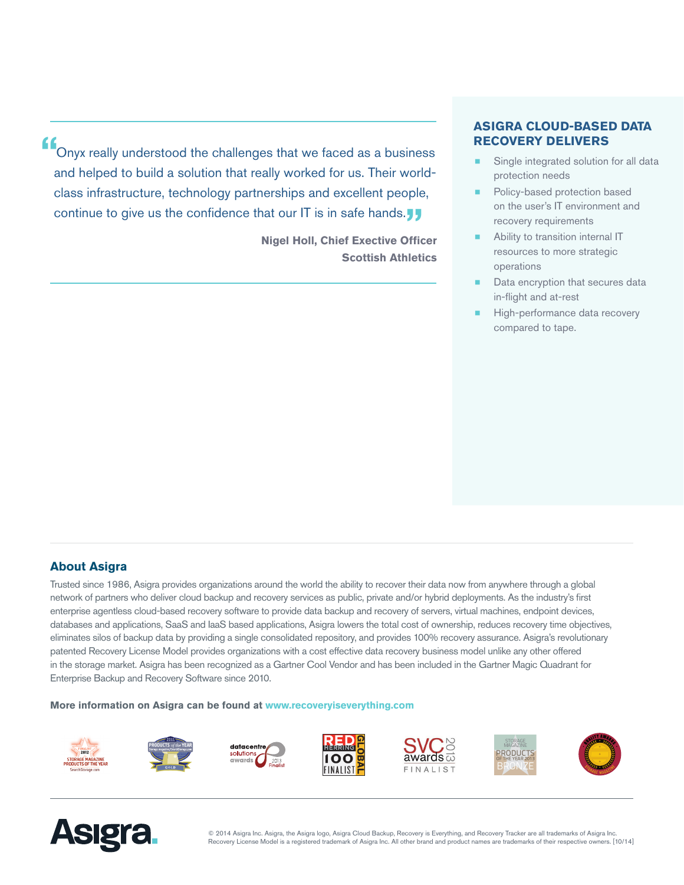> "Onyx really understood the challenges that we faced as a business and helped to build a solution that really worked for us. Their world-class infrastructure, technology partnerships and excellent people, continue to give us the confidence that our IT is in safe hands."
>
> **Nigel Holl, Chief Exective Officer**
> **Scottish Athletics**

## ASIGRA CLOUD-BASED DATA RECOVERY DELIVERS

- Single integrated solution for all data protection needs
- Policy-based protection based on the user's IT environment and recovery requirements
- Ability to transition internal IT resources to more strategic operations
- Data encryption that secures data in-flight and at-rest
- High-performance data recovery compared to tape.

## About Asigra

Trusted since 1986, Asigra provides organizations around the world the ability to recover their data now from anywhere through a global network of partners who deliver cloud backup and recovery services as public, private and/or hybrid deployments. As the industry's first enterprise agentless cloud-based recovery software to provide data backup and recovery of servers, virtual machines, endpoint devices, databases and applications, SaaS and IaaS based applications, Asigra lowers the total cost of ownership, reduces recovery time objectives, eliminates silos of backup data by providing a single consolidated repository, and provides 100% recovery assurance. Asigra's revolutionary patented Recovery License Model provides organizations with a cost effective data recovery business model unlike any other offered in the storage market. Asigra has been recognized as a Gartner Cool Vendor and has been included in the Gartner Magic Quadrant for Enterprise Backup and Recovery Software since 2010.

**More information on Asigra can be found at www.recoveryiseverything.com**

© 2014 Asigra Inc. Asigra, the Asigra logo, Asigra Cloud Backup, Recovery is Everything, and Recovery Tracker are all trademarks of Asigra Inc. Recovery License Model is a registered trademark of Asigra Inc. All other brand and product names are trademarks of their respective owners. [10/14]